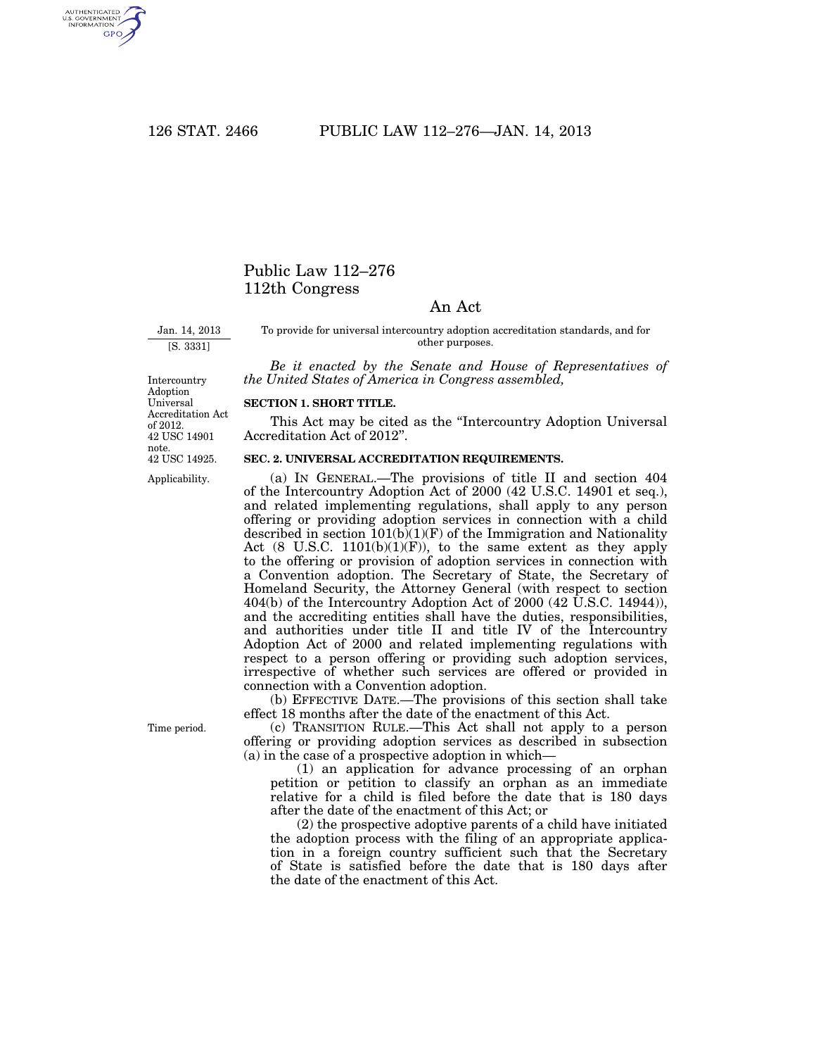# Public Law 112–276
# 112th Congress

## An Act

Jan. 14, 2013
[S. 3331]

To provide for universal intercountry adoption accreditation standards, and for other purposes.

*Be it enacted by the Senate and House of Representatives of the United States of America in Congress assembled,*

Intercountry Adoption Universal Accreditation Act of 2012.
42 USC 14901 note.
42 USC 14925.

**SECTION 1. SHORT TITLE.**

This Act may be cited as the "Intercountry Adoption Universal Accreditation Act of 2012".

**SEC. 2. UNIVERSAL ACCREDITATION REQUIREMENTS.**

Applicability.

(a) IN GENERAL.—The provisions of title II and section 404 of the Intercountry Adoption Act of 2000 (42 U.S.C. 14901 et seq.), and related implementing regulations, shall apply to any person offering or providing adoption services in connection with a child described in section 101(b)(1)(F) of the Immigration and Nationality Act (8 U.S.C. 1101(b)(1)(F)), to the same extent as they apply to the offering or provision of adoption services in connection with a Convention adoption. The Secretary of State, the Secretary of Homeland Security, the Attorney General (with respect to section 404(b) of the Intercountry Adoption Act of 2000 (42 U.S.C. 14944)), and the accrediting entities shall have the duties, responsibilities, and authorities under title II and title IV of the Intercountry Adoption Act of 2000 and related implementing regulations with respect to a person offering or providing such adoption services, irrespective of whether such services are offered or provided in connection with a Convention adoption.

(b) EFFECTIVE DATE.—The provisions of this section shall take effect 18 months after the date of the enactment of this Act.

Time period.

(c) TRANSITION RULE.—This Act shall not apply to a person offering or providing adoption services as described in subsection (a) in the case of a prospective adoption in which—

(1) an application for advance processing of an orphan petition or petition to classify an orphan as an immediate relative for a child is filed before the date that is 180 days after the date of the enactment of this Act; or

(2) the prospective adoptive parents of a child have initiated the adoption process with the filing of an appropriate application in a foreign country sufficient such that the Secretary of State is satisfied before the date that is 180 days after the date of the enactment of this Act.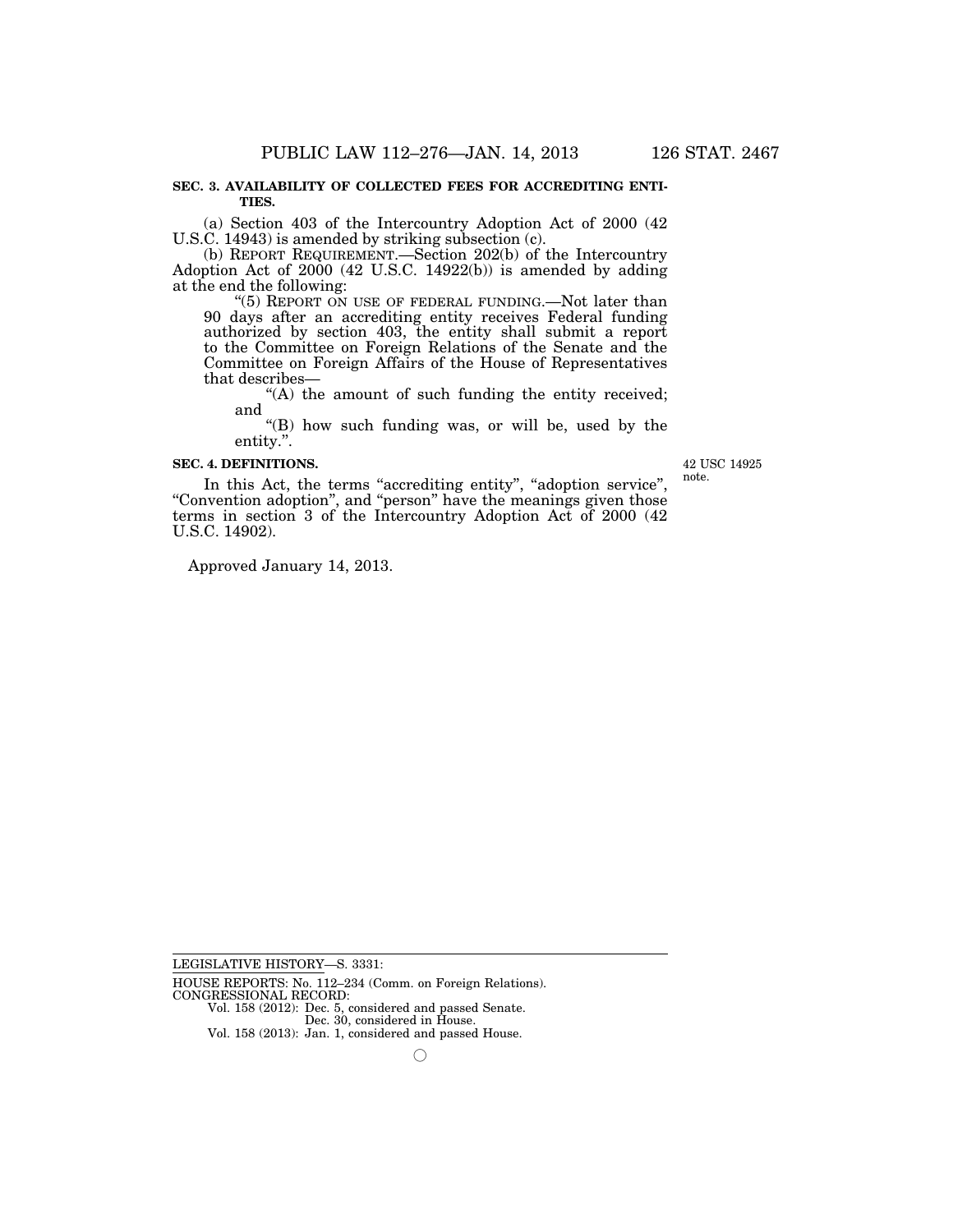**SEC. 3. AVAILABILITY OF COLLECTED FEES FOR ACCREDITING ENTITIES.**

(a) Section 403 of the Intercountry Adoption Act of 2000 (42 U.S.C. 14943) is amended by striking subsection (c).

(b) REPORT REQUIREMENT.—Section 202(b) of the Intercountry Adoption Act of 2000 (42 U.S.C. 14922(b)) is amended by adding at the end the following:

"(5) REPORT ON USE OF FEDERAL FUNDING.—Not later than 90 days after an accrediting entity receives Federal funding authorized by section 403, the entity shall submit a report to the Committee on Foreign Relations of the Senate and the Committee on Foreign Affairs of the House of Representatives that describes—

"(A) the amount of such funding the entity received; and

"(B) how such funding was, or will be, used by the entity.".

**SEC. 4. DEFINITIONS.**

42 USC 14925 note.

In this Act, the terms "accrediting entity", "adoption service", "Convention adoption", and "person" have the meanings given those terms in section 3 of the Intercountry Adoption Act of 2000 (42 U.S.C. 14902).

Approved January 14, 2013.

---

LEGISLATIVE HISTORY—S. 3331:

HOUSE REPORTS: No. 112–234 (Comm. on Foreign Relations).

CONGRESSIONAL RECORD:

Vol. 158 (2012): Dec. 5, considered and passed Senate.
Dec. 30, considered in House.

Vol. 158 (2013): Jan. 1, considered and passed House.